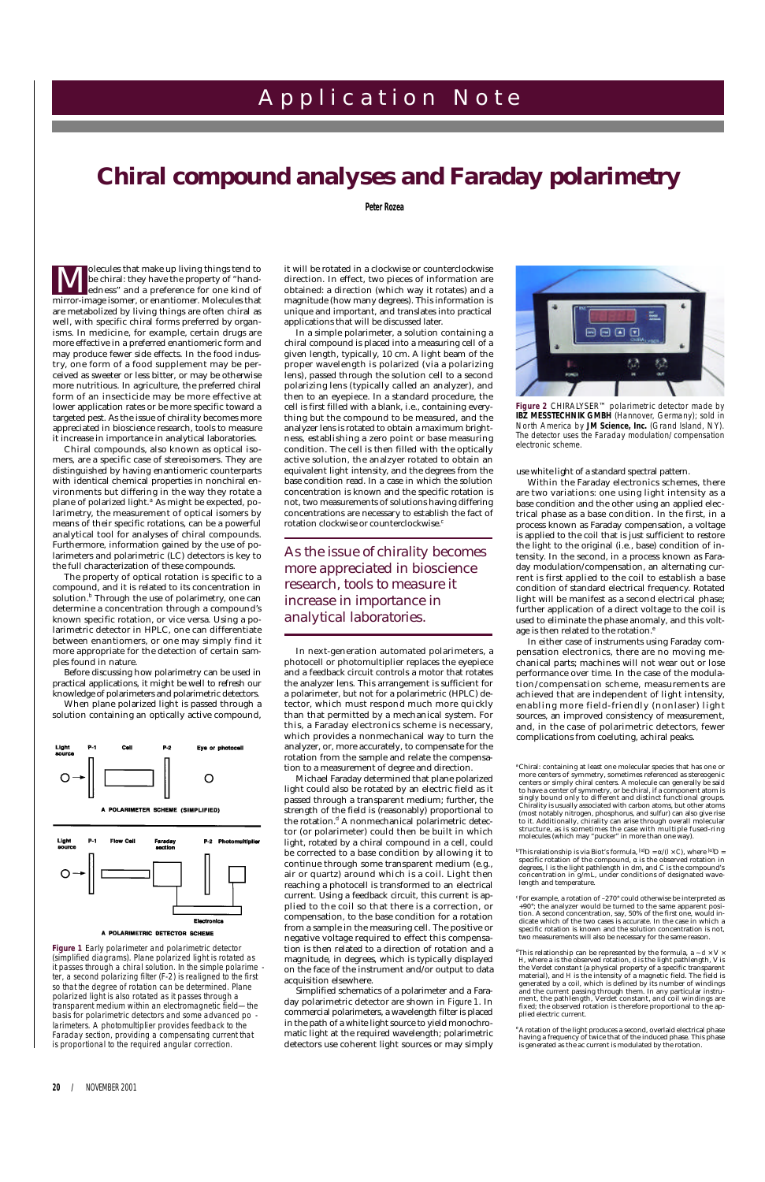# Application Note

# Chiral compound analyses and Faraday polarimetry

**Peter Rozea**

Molecules that make up living things tend to be chiral: they have the property of "handedness" and a preference for one kind of mirror-image isomer, or enantiomer. Molecules that are metabolized by living things are often chiral as well, with specific chiral forms preferred by organisms. In medicine, for example, certain drugs are more effective in a preferred enantiomeric form and may produce fewer side effects. In the food industry, one form of a food supplement may be perceived as sweeter or less bitter, or may be otherwise more nutritious. In agriculture, the preferred chiral form of an insecticide may be more effective at lower application rates or be more specific toward a targeted pest. As the issue of chirality becomes more appreciated in bioscience research, tools to measure it increase in importance in analytical laboratories.

Chiral compounds, also known as optical isomers, are a specific case of stereoisomers. They are distinguished by having enantiomeric counterparts with identical chemical properties in nonchiral environments but differing in the way they rotate a plane of polarized light.[a] As might be expected, polarimetry, the measurement of optical isomers by means of their specific rotations, can be a powerful analytical tool for analyses of chiral compounds. Furthermore, information gained by the use of polarimeters and polarimetric (LC) detectors is key to the full characterization of these compounds.

The property of optical rotation is specific to a compound, and it is related to its concentration in solution.[b] Through the use of polarimetry, one can determine a concentration through a compound's known specific rotation, or vice versa. Using a polarimetric detector in HPLC, one can differentiate between enantiomers, or one may simply find it more appropriate for the detection of certain samples found in nature.

Before discussing how polarimetry can be used in practical applications, it might be well to refresh our knowledge of polarimeters and polarimetric detectors.

When plane polarized light is passed through a solution containing an optically active compound, it will be rotated in a clockwise or counterclockwise direction. In effect, two pieces of information are obtained: a direction (which way it rotates) and a magnitude (how many degrees). This information is unique and important, and translates into practical applications that will be discussed later.

In a simple polarimeter, a solution containing a chiral compound is placed into a measuring cell of a given length, typically, 10 cm. A light beam of the proper wavelength is polarized (via a polarizing lens), passed through the solution cell to a second polarizing lens (typically called an analyzer), and then to an eyepiece. In a standard procedure, the cell is first filled with a blank, i.e., containing everything but the compound to be measured, and the analyzer lens is rotated to obtain a maximum brightness, establishing a zero point or base measuring condition. The cell is then filled with the optically active solution, the analyzer rotated to obtain an equivalent light intensity, and the degrees from the base condition read. In a case in which the solution concentration is known and the specific rotation is not, two measurements of solutions having differing concentrations are necessary to establish the fact of rotation clockwise or counterclockwise.[c]

> As the issue of chirality becomes more appreciated in bioscience research, tools to measure it increase in importance in analytical laboratories.

In next-generation automated polarimeters, a photocell or photomultiplier replaces the eyepiece and a feedback circuit controls a motor that rotates the analyzer lens. This arrangement is sufficient for a polarimeter, but not for a polarimetric (HPLC) detector, which must respond much more quickly than that permitted by a mechanical system. For this, a Faraday electronics scheme is necessary, which provides a nonmechanical way to turn the analyzer, or, more accurately, to compensate for the rotation from the sample and relate the compensation to a measurement of degree and direction.

Michael Faraday determined that plane polarized light could also be rotated by an electric field as it passed through a transparent medium; further, the strength of the field is (reasonably) proportional to the rotation.[d] A nonmechanical polarimetric detector (or polarimeter) could then be built in which light, rotated by a chiral compound in a cell, could be corrected to a base condition by allowing it to continue through some transparent medium (e.g., air or quartz) around which is a coil. Light then reaching a photocell is transformed to an electrical current. Using a feedback circuit, this current is applied to the coil so that there is a correction, or compensation, to the base condition for a rotation from a sample in the measuring cell. The positive or negative voltage required to effect this compensation is then related to a direction of rotation and a magnitude, in degrees, which is typically displayed on the face of the instrument and/or output to data acquisition elsewhere.

Simplified schematics of a polarimeter and a Faraday polarimetric detector are shown in Figure 1. In commercial polarimeters, a wavelength filter is placed in the path of a white light source to yield monochromatic light at the required wavelength; polarimetric detectors use coherent light sources or may simply use white light of a standard spectral pattern.

Within the Faraday electronics schemes, there are two variations: one using light intensity as a base condition and the other using an applied electrical phase as a base condition. In the first, in a process known as Faraday compensation, a voltage is applied to the coil that is just sufficient to restore the light to the original (i.e., base) condition of intensity. In the second, in a process known as Faraday modulation/compensation, an alternating current is first applied to the coil to establish a base condition of standard electrical frequency. Rotated light will be manifest as a second electrical phase; further application of a direct voltage to the coil is used to eliminate the phase anomaly, and this voltage is then related to the rotation.[e]

In either case of instruments using Faraday compensation electronics, there are no moving mechanical parts; machines will not wear out or lose performance over time. In the case of the modulation/compensation scheme, measurements are achieved that are independent of light intensity, enabling more field-friendly (nonlaser) light sources, an improved consistency of measurement, and, in the case of polarimetric detectors, fewer complications from coeluting, achiral peaks.

**Figure 1** Early polarimeter and polarimetric detector (simplified diagrams). Plane polarized light is rotated as it passes through a chiral solution. In the simple polarimeter, a second polarizing filter (F-2) is realigned to the first so that the degree of rotation can be determined. Plane polarized light is also rotated as it passes through a transparent medium within an electromagnetic field—the basis for polarimetric detectors and some advanced polarimeters. A photomultiplier provides feedback to the Faraday section, providing a compensating current that is proportional to the required angular correction.

**Figure 2** CHIRALYSER™ polarimetric detector made by **IBZ MESSTECHNIK GMBH** (Hannover, Germany); sold in North America by **JM Science, Inc.** (Grand Island, NY). The detector uses the Faraday modulation/compensation electronic scheme.

[a] Chiral: containing at least one molecular species that has one or more centers of symmetry, sometimes referenced as stereogenic centers or simply chiral centers. A molecule can generally be said to have a center of symmetry, or be chiral, if a component atom is singly bound only to different and distinct functional groups. Chirality is usually associated with carbon atoms, but other atoms (most notably nitrogen, phosphorus, and sulfur) can also give rise to it. Additionally, chirality can arise through overall molecular structure, as is sometimes the case with multiple fused-ring molecules (which may "pucker" in more than one way).

[b] This relationship is via Biot's formula, $^{t\lambda}D = \alpha/(l \times C)$, where $^{t\lambda}D$ = specific rotation of the compound, α is the observed rotation in degrees, l is the light pathlength in dm, and C is the compound's concentration in g/mL, under conditions of designated wavelength and temperature.

[c] For example, a rotation of –270° could otherwise be interpreted as +90°; the analyzer would be turned to the same apparent position. A second concentration, say, 50% of the first one, would indicate which of the two cases is accurate. In the case in which a specific rotation is known and the solution concentration is not, two measurements will also be necessary for the same reason.

[d] This relationship can be represented by the formula, $a \sim d \times V \times H$, where a is the observed rotation, d is the light pathlength, V is the Verdet constant (a physical property of a specific transparent material), and H is the intensity of a magnetic field. The field is generated by a coil, which is defined by its number of windings and the current passing through them. In any particular instrument, the pathlength, Verdet constant, and coil windings are fixed; the observed rotation is therefore proportional to the applied electric current.

[e] A rotation of the light produces a second, overlaid electrical phase having a frequency of twice that of the induced phase. This phase is generated as the ac current is modulated by the rotation.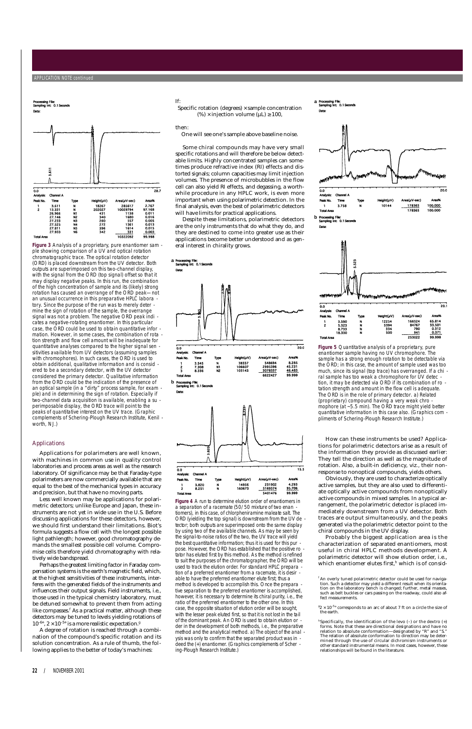APPLICATION NOTE continued

Processing File:
Sampling Int: 0.1 Seconds
Data:

Analysis: Channel A

| Peak No. | Time | Type | Height(µV) | Area(µV-sec) | Area% |
|---|---|---|---|---|---|
| 1 | 3.611 | N | 18267 | 285617 | 2.767 |
| 2 | 13.331 | N | 202027 | 10029794 | 97.168 |
| | 26.966 | N1 | 431 | 1138 | 0.011 |
| | 27.146 | N2 | 340 | 1680 | 0.016 |
| | 27.233 | N3 | 260 | 557 | 0.005 |
| | 27.525 | N4 | 272 | 1361 | 0.013 |
| | 27.811 | N5 | 396 | 1614 | 0.015 |
| | 27.933 | N6 | 342 | 331 | 0.003 |
| Total Area | | | | 10322092 | 99.998 |

**Figure 3** Analysis of a proprietary, pure enantiomer sample showing comparison of a UV and optical rotation chromatographic trace. The optical rotation detector (ORD) is placed downstream from the UV detector. Both outputs are superimposed on this two-channel display, with the signal from the ORD (top signal) offset so that it may display negative peaks. In this run, the combination of the high concentration of sample and its (likely) strong rotation has caused an overrange of the ORD peak—not an unusual occurrence in this preparative HPLC laboratory. Since the purpose of the run was to merely determine the sign of rotation of the sample, the overrange signal was not a problem. The negative ORD peak indicates a negative-rotating enantiomer. In this particular case, the ORD could be used to obtain quantitative information. However, in some cases, the combination of rotation strength and flow cell amount will be inadequate for quantitative analyses compared to the higher signal sensitivities available from UV detectors (assuming samples with chromophores). In such cases, the ORD is used to obtain additional, qualitative information and is considered to be a secondary detector, with the UV detector considered the primary detector. Qualitative information from the ORD could be the indication of the presence of an optical sample (in a "dirty" process sample, for example) and in determining the sign of rotation. Especially if two-channel data acquisition is available, enabling a superimposable display, the ORD trace will point to the peaks of quantitative interest on the UV trace. (Graphic complements of Schering-Plough Research Institute, Kenilworth, NJ.)

## Applications

Applications for polarimeters are well known, with machines in common use in quality control laboratories and process areas as well as the research laboratory. Of significance may be that Faraday-type polarimeters are now commercially available that are equal to the best of the mechanical types in accuracy and precision, but that have no moving parts.

Less well known may be applications for polarimetric detectors; unlike Europe and Japan, these instruments are not yet in wide use in the U.S. Before discussing applications for these detectors, however, we should first understand their limitations. Biot's formula suggests a flow cell with the longest possible light pathlength; however, good chromatography demands the smallest possible cell volume. Compromise cells therefore yield chromatography with relatively wide bandspread.

Perhaps the greatest limiting factor in Faraday compensation systems is the earth's magnetic field, which, at the highest sensitivities of these instruments, interferes with the generated fields of the instruments and influences their output signals. Field instruments, i.e., those used in the typical chemistry laboratory, must be detuned somewhat to prevent them from acting like compasses.[f] As a practical matter, although these detectors may be tuned to levels yielding rotations of $10^{-6°}$, $2 \times 10^{-5°}$ is a more realistic expectation.[g]

A degree of rotation is reached through a combination of the compound's specific rotation and its solution concentration. As a rule of thumb, the following applies to the better of today's machines:

If:

Specific rotation (degrees) × sample concentration (%) × injection volume (µL) ≥ 100,

then:

One will see one's sample above baseline noise.

Some chiral compounds may have very small specific rotations and will therefore be below detectable limits. Highly concentrated samples can sometimes produce refractive index (RI) effects and distorted signals; column capacities may limit injection volumes. The presence of microbubbles in the flow cell can also yield RI effects, and degassing, a worthwhile procedure in any HPLC work, is even more important when using polarimetric detection. In the final analysis, even the best of polarimetric detectors will have limits for practical applications.

Despite these limitations, polarimetric detectors are the only instruments that do what they do, and they are destined to come into greater use as their applications become better understood and as general interest in chirality grows.

a Processing File:
Sampling Int: 0.1 Seconds
Data:

Analysis: Channel A

| Peak No. | Time | Type | Height(µV) | Area(µV-sec) | Area% |
|---|---|---|---|---|---|
| 1 | 3.545 | N | 38337 | 548694 | 8.285 |
| 2 | 7.308 | N1 | 106607 | 2995396 | 45.231 |
| 3 | 8.336 | N2 | 103143 | 3078337 | 46.483 |
| Total Area | | | | 6622427 | 99.999 |

b Processing File:
Sampling Int: 0.1 Seconds
Data:

Analysis: Channel A

| Peak No. | Time | Type | Height(µV) | Area(µV-sec) | Area% |
|---|---|---|---|---|---|
| 1 | 3.820 | N | 14956 | 231902 | 4.293 |
| 2 | 8.251 | N | 160673 | 5169574 | 95.706 |
| Total Area | | | | 5401476 | 99.999 |

**Figure 4** A run to determine elution order of enantiomers in a separation of a racemate (50/50 mixture of two enantiomers), in this case, of chlorpheniramine maleate salt. The ORD (yielding the top signal) is downstream from the UV detector; both outputs are superimposed onto the same display by using two of the available channels. As may be seen by the signal-to-noise ratios of the two, the UV trace will yield the best quantitative information; thus it is used for this purpose. However, the ORD has established that the positive rotator has eluted first by this method. As the method is refined to suit the purposes of the chromatographer, the ORD will be used to track the elution order. For standard HPLC preparation of a preferred enantiomer from a racemate, it is desirable to have the preferred enantiomer elute first; thus a method is developed to accomplish this. Once the preparative separation to the preferred enantiomer is accomplished, however, it is necessary to determine its chiral purity, i.e., the ratio of the preferred enantiomer to the other one. In this case, the opposite situation of elution order will be sought, with the lesser peak eluted first, so that it is not lost in the tail of the dominant peak. An ORD is used to obtain elution order in the development of both methods, i.e., the preparative method and the analytical method. a) The object of the analysis was only to confirm that the separated product was indeed the (+) enantiomer. (Graphics complements of Schering-Plough Research Institute.)

a Processing File:
Sampling Int: 0.1 Seconds
Data:

Analysis: Channel A

| Peak No. | Time | Type | Height(µV) | Area(µV-sec) | Area% |
|---|---|---|---|---|---|
| 1 | 3.758 | N | 10144 | 178365 | 100.000 |
| Total Area | | | | 178365 | 100.000 |

b Processing File:
Sampling Int: 0.1 Seconds
Data:

Analysis: Channel A

| Peak No. | Time | Type | Height(µV) | Area(µV-sec) | Area% |
|---|---|---|---|---|---|
| 1 | 3.590 | N | 12254 | 166524 | 65.814 |
| 2 | 5.523 | N | 5394 | 84767 | 33.501 |
| | 8.733 | N | 334 | 790 | 0.312 |
| | 18.330 | N | 500 | 941 | 0.371 |
| Total Area | | | | 253022 | 99.998 |

**Figure 5** Quantitative analysis of a proprietary, pure enantiomer sample having no UV chromophore. The sample has a strong enough rotation to be detectable via the ORD; in this case, the amount of sample used was too much, since its signal (top trace) has overranged. If a chiral sample has too weak a chromophore for UV detection, it may be detected via ORD if its combination of rotation strength and amount in the flow cell is adequate. The ORD is in the role of primary detector. a) Related (proprietary) compound having a very weak chromophore (at ~5.5 min). The ORD trace might yield better quantitative information in this case also. (Graphic compliments of Schering-Plough Research Institute.)

How can these instruments be used? Applications for polarimetric detectors arise as a result of the information they provide as discussed earlier: They tell the direction as well as the magnitude of rotation. Also, a built-in deficiency, viz., their nonresponse to nonoptical compounds, yields others.

Obviously, they are used to characterize optically active samples, but they are also used to differentiate optically active compounds from nonoptically active compounds in mixed samples. In a typical arrangement, the polarimetric detector is placed immediately downstream from a UV detector. Both traces are output simultaneously, and the peaks generated via the polarimetric detector point to the chiral compounds in the UV display.

Probably the biggest application area is the characterization of separated enantiomers, most useful in chiral HPLC methods development. A polarimetric detector will show elution order, i.e., which enantiomer elutes first,[h] which is of consid-

[f] An overly tuned polarimetric detector could be used for navigation. Such a detector may yield a different result when its orientation on the laboratory bench is changed; further, metal masses, such as belt buckles or cars passing on the roadway, could also affect measurements.

[g] $2 \times 10^{-5°}$ corresponds to an arc of about 7 ft on a circle the size of the earth.

[h] Specifically, the identification of the levo (–) or the dextro (+) forms. Note that these are directional designations and have no relation to absolute conformation—designated by "R" and "S." The relation of absolute conformation to direction may be determined through the use of circular dichromism instruments or other standard instrumental means. In most cases, however, these relationships will be found in the literature.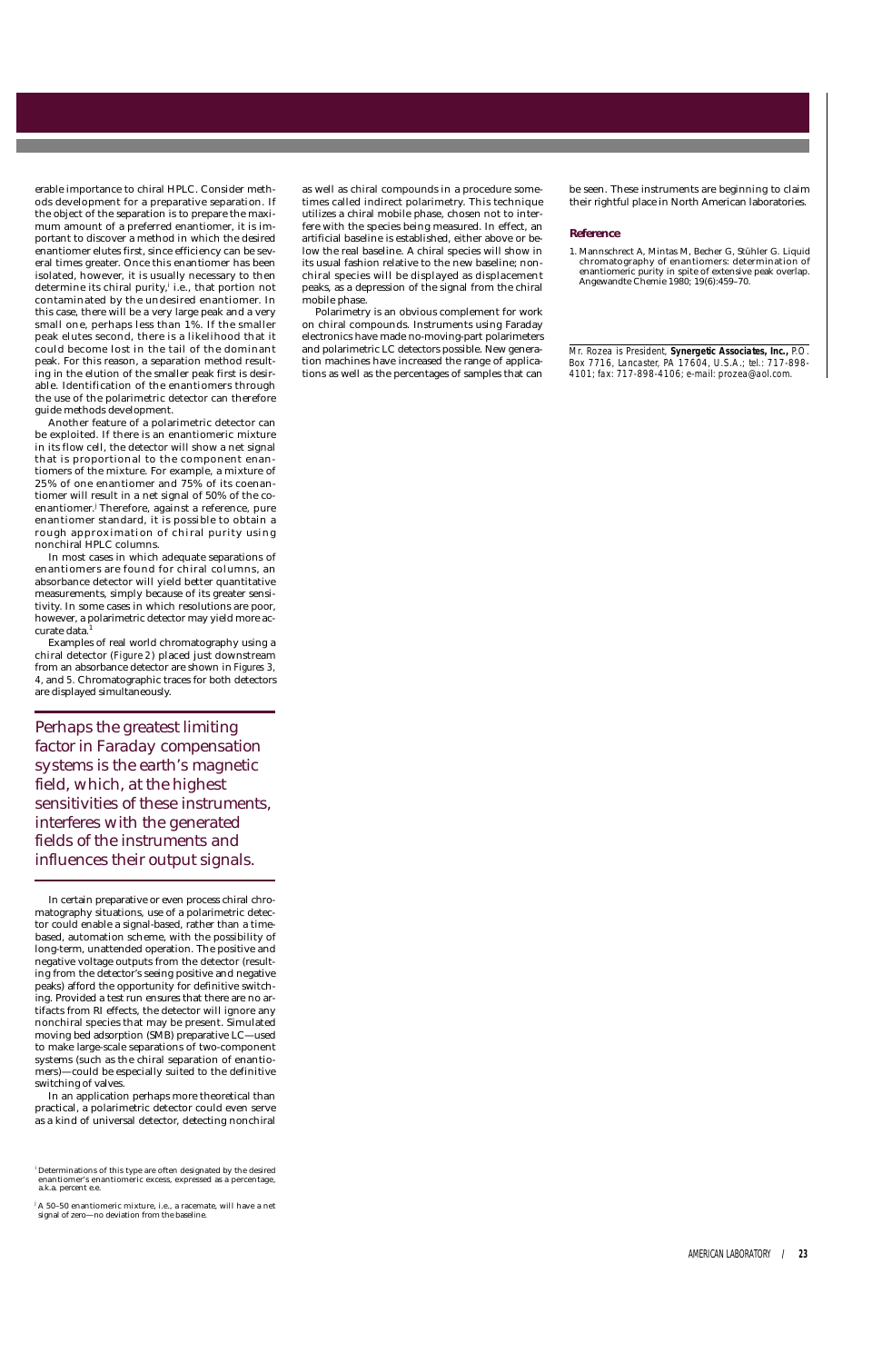erable importance to chiral HPLC. Consider methods development for a preparative separation. If the object of the separation is to prepare the maximum amount of a preferred enantiomer, it is important to discover a method in which the desired enantiomer elutes first, since efficiency can be several times greater. Once this enantiomer has been isolated, however, it is usually necessary to then determine its chiral purity,[i] i.e., that portion not contaminated by the undesired enantiomer. In this case, there will be a very large peak and a very small one, perhaps less than 1%. If the smaller peak elutes second, there is a likelihood that it could become lost in the tail of the dominant peak. For this reason, a separation method resulting in the elution of the smaller peak first is desirable. Identification of the enantiomers through the use of the polarimetric detector can therefore guide methods development.

Another feature of a polarimetric detector can be exploited. If there is an enantiomeric mixture in its flow cell, the detector will show a net signal that is proportional to the component enantiomers of the mixture. For example, a mixture of 25% of one enantiomer and 75% of its coenantiomer will result in a net signal of 50% of the coenantiomer.[j] Therefore, against a reference, pure enantiomer standard, it is possible to obtain a rough approximation of chiral purity using nonchiral HPLC columns.

In most cases in which adequate separations of enantiomers are found for chiral columns, an absorbance detector will yield better quantitative measurements, simply because of its greater sensitivity. In some cases in which resolutions are poor, however, a polarimetric detector may yield more accurate data.[1]

Examples of real world chromatography using a chiral detector (*Figure 2*) placed just downstream from an absorbance detector are shown in *Figures 3, 4,* and *5*. Chromatographic traces for both detectors are displayed simultaneously.

> *Perhaps the greatest limiting factor in Faraday compensation systems is the earth's magnetic field, which, at the highest sensitivities of these instruments, interferes with the generated fields of the instruments and influences their output signals.*

In certain preparative or even process chiral chromatography situations, use of a polarimetric detector could enable a signal-based, rather than a time-based, automation scheme, with the possibility of long-term, unattended operation. The positive and negative voltage outputs from the detector (resulting from the detector's seeing positive and negative peaks) afford the opportunity for definitive switching. Provided a test run ensures that there are no artifacts from RI effects, the detector will ignore any nonchiral species that may be present. Simulated moving bed adsorption (SMB) preparative LC—used to make large-scale separations of two-component systems (such as the chiral separation of enantiomers)—could be especially suited to the definitive switching of valves.

In an application perhaps more theoretical than practical, a polarimetric detector could even serve as a kind of universal detector, detecting nonchiral as well as chiral compounds in a procedure sometimes called indirect polarimetry. This technique utilizes a chiral mobile phase, chosen not to interfere with the species being measured. In effect, an artificial baseline is established, either above or below the real baseline. A chiral species will show in its usual fashion relative to the new baseline; nonchiral species will be displayed as displacement peaks, as a depression of the signal from the chiral mobile phase.

Polarimetry is an obvious complement for work on chiral compounds. Instruments using Faraday electronics have made no-moving-part polarimeters and polarimetric LC detectors possible. New generation machines have increased the range of applications as well as the percentages of samples that can be seen. These instruments are beginning to claim their rightful place in North American laboratories.

## Reference

1. Mannschrect A, Mintas M, Becher G, Stühler G. Liquid chromatography of enantiomers: determination of enantiomeric purity in spite of extensive peak overlap. Angewandte Chemie 1980; 19(6):459–70.

*Mr. Rozea is President,* **Synergetic Associates, Inc.,** *P.O. Box 7716, Lancaster, PA 17604, U.S.A.; tel.: 717-898-4101; fax: 717-898-4106; e-mail: prozea@aol.com.*

---

[i] Determinations of this type are often designated by the desired enantiomer's enantiomeric excess, expressed as a percentage, a.k.a. percent e.e.

[j] A 50–50 enantiomeric mixture, i.e., a racemate, will have a net signal of zero—no deviation from the baseline.